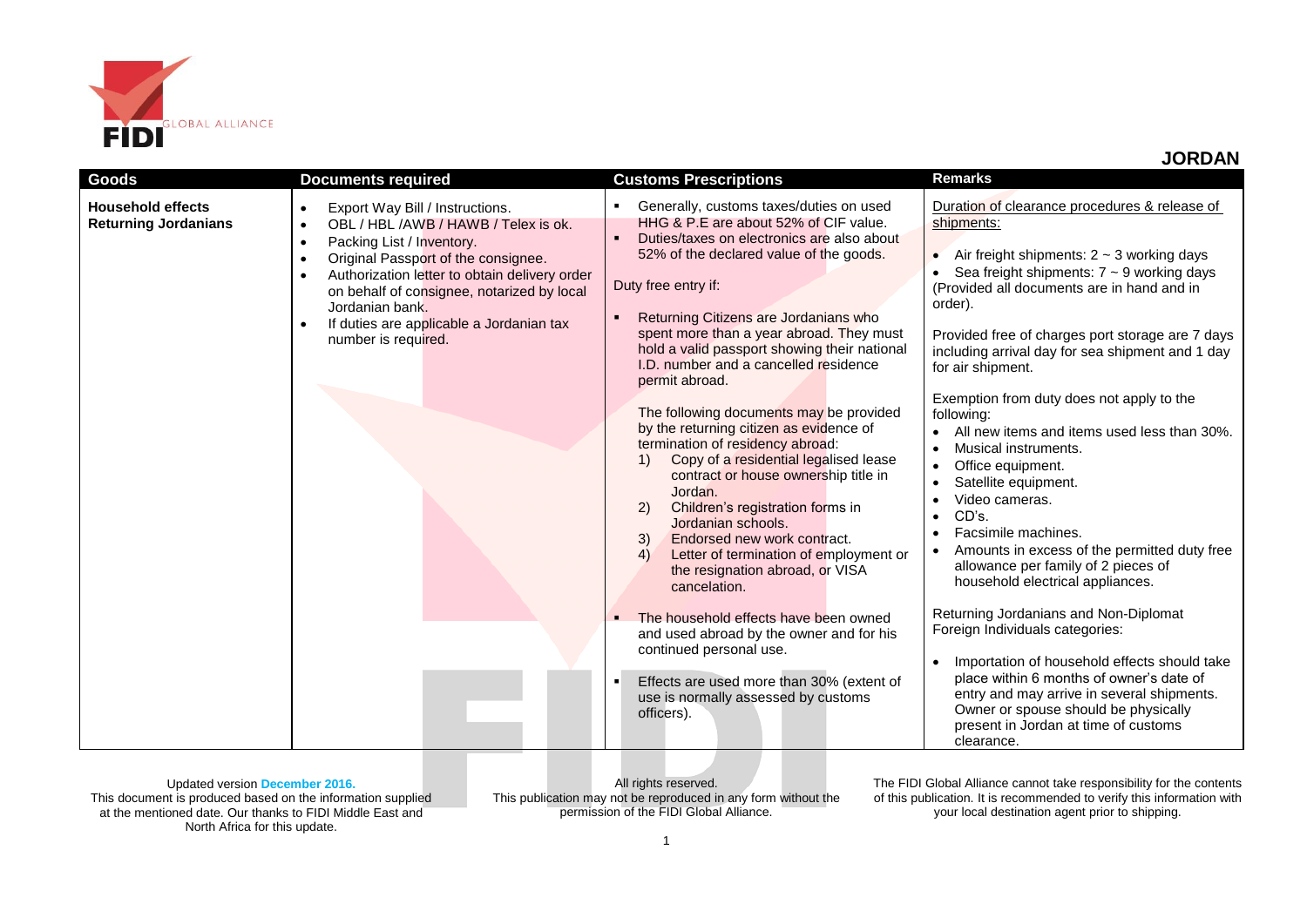# JORDAN

| Goods | Documents required | Customs Prescriptions | Remarks |
|---|---|---|---|
| **Household effects Returning Jordanians** | • Export Way Bill / Instructions.<br>• OBL / HBL /AWB / HAWB / Telex is ok.<br>• Packing List / Inventory.<br>• Original Passport of the consignee.<br>• Authorization letter to obtain delivery order on behalf of consignee, notarized by local Jordanian bank.<br>• If duties are applicable a Jordanian tax number is required. | ▪ Generally, customs taxes/duties on used HHG & P.E are about 52% of CIF value.<br>▪ Duties/taxes on electronics are also about 52% of the declared value of the goods.<br><br>Duty free entry if:<br><br>▪ Returning Citizens are Jordanians who spent more than a year abroad. They must hold a valid passport showing their national I.D. number and a cancelled residence permit abroad.<br><br>The following documents may be provided by the returning citizen as evidence of termination of residency abroad:<br>1) Copy of a residential legalised lease contract or house ownership title in Jordan.<br>2) Children's registration forms in Jordanian schools.<br>3) Endorsed new work contract.<br>4) Letter of termination of employment or the resignation abroad, or VISA cancelation.<br><br>▪ The household effects have been owned and used abroad by the owner and for his continued personal use.<br><br>▪ Effects are used more than 30% (extent of use is normally assessed by customs officers). | Duration of clearance procedures & release of shipments:<br><br>• Air freight shipments: 2 ~ 3 working days<br>• Sea freight shipments: 7 ~ 9 working days<br>(Provided all documents are in hand and in order).<br><br>Provided free of charges port storage are 7 days including arrival day for sea shipment and 1 day for air shipment.<br><br>Exemption from duty does not apply to the following:<br>• All new items and items used less than 30%.<br>• Musical instruments.<br>• Office equipment.<br>• Satellite equipment.<br>• Video cameras.<br>• CD's.<br>• Facsimile machines.<br>• Amounts in excess of the permitted duty free allowance per family of 2 pieces of household electrical appliances.<br><br>Returning Jordanians and Non-Diplomat Foreign Individuals categories:<br><br>• Importation of household effects should take place within 6 months of owner's date of entry and may arrive in several shipments. Owner or spouse should be physically present in Jordan at time of customs clearance. |

Updated version **December 2016.**
This document is produced based on the information supplied at the mentioned date. Our thanks to FIDI Middle East and North Africa for this update.

All rights reserved.
This publication may not be reproduced in any form without the permission of the FIDI Global Alliance.

The FIDI Global Alliance cannot take responsibility for the contents of this publication. It is recommended to verify this information with your local destination agent prior to shipping.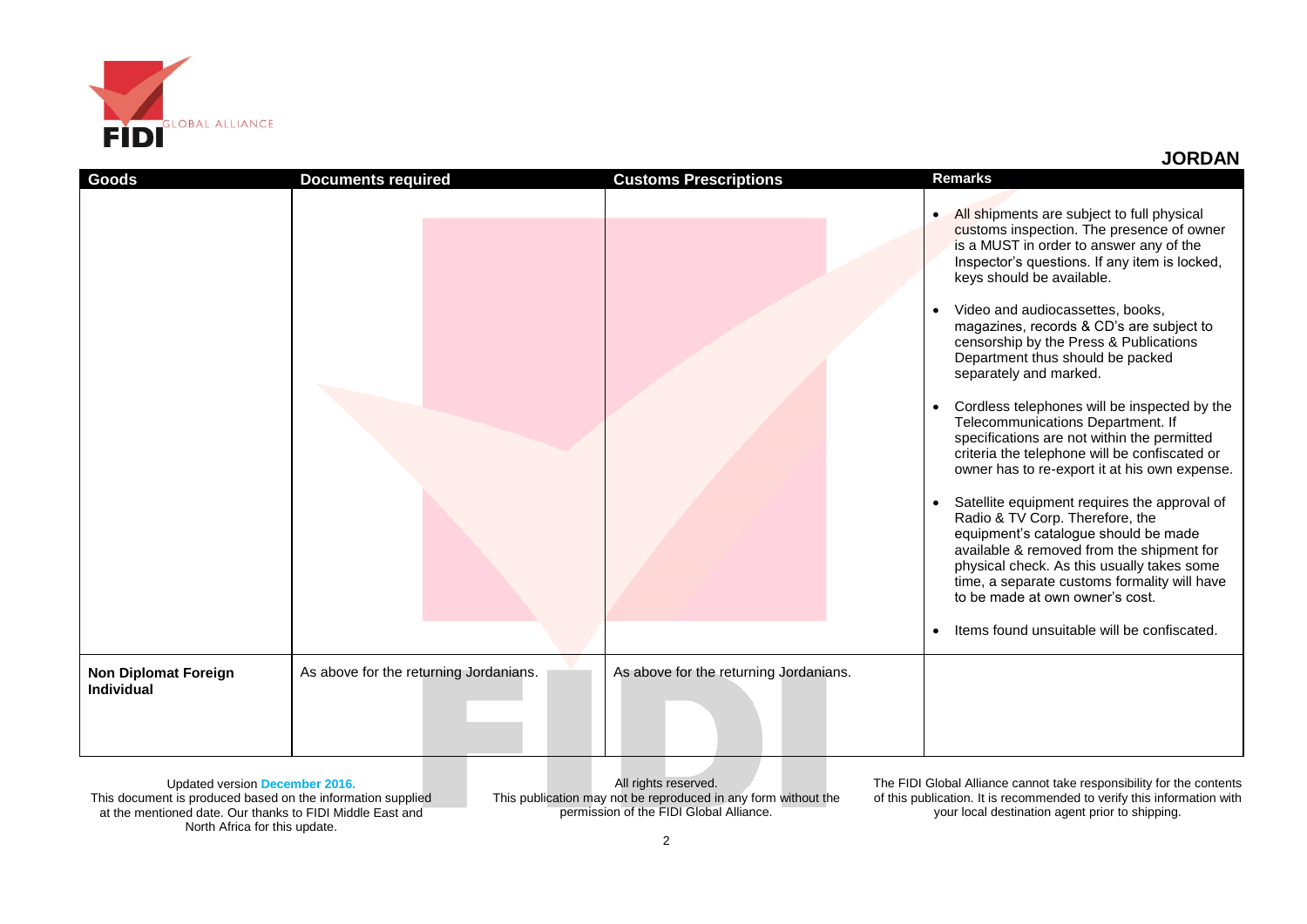## JORDAN

| Goods | Documents required | Customs Prescriptions | Remarks |
|---|---|---|---|
| | | | • All shipments are subject to full physical customs inspection. The presence of owner is a MUST in order to answer any of the Inspector's questions. If any item is locked, keys should be available.<br><br>• Video and audiocassettes, books, magazines, records & CD's are subject to censorship by the Press & Publications Department thus should be packed separately and marked.<br><br>• Cordless telephones will be inspected by the Telecommunications Department. If specifications are not within the permitted criteria the telephone will be confiscated or owner has to re-export it at his own expense.<br><br>• Satellite equipment requires the approval of Radio & TV Corp. Therefore, the equipment's catalogue should be made available & removed from the shipment for physical check. As this usually takes some time, a separate customs formality will have to be made at own owner's cost.<br><br>• Items found unsuitable will be confiscated. |
| **Non Diplomat Foreign Individual** | As above for the returning Jordanians. | As above for the returning Jordanians. | |

Updated version December 2016.
This document is produced based on the information supplied at the mentioned date. Our thanks to FIDI Middle East and North Africa for this update.

All rights reserved.
This publication may not be reproduced in any form without the permission of the FIDI Global Alliance.

The FIDI Global Alliance cannot take responsibility for the contents of this publication. It is recommended to verify this information with your local destination agent prior to shipping.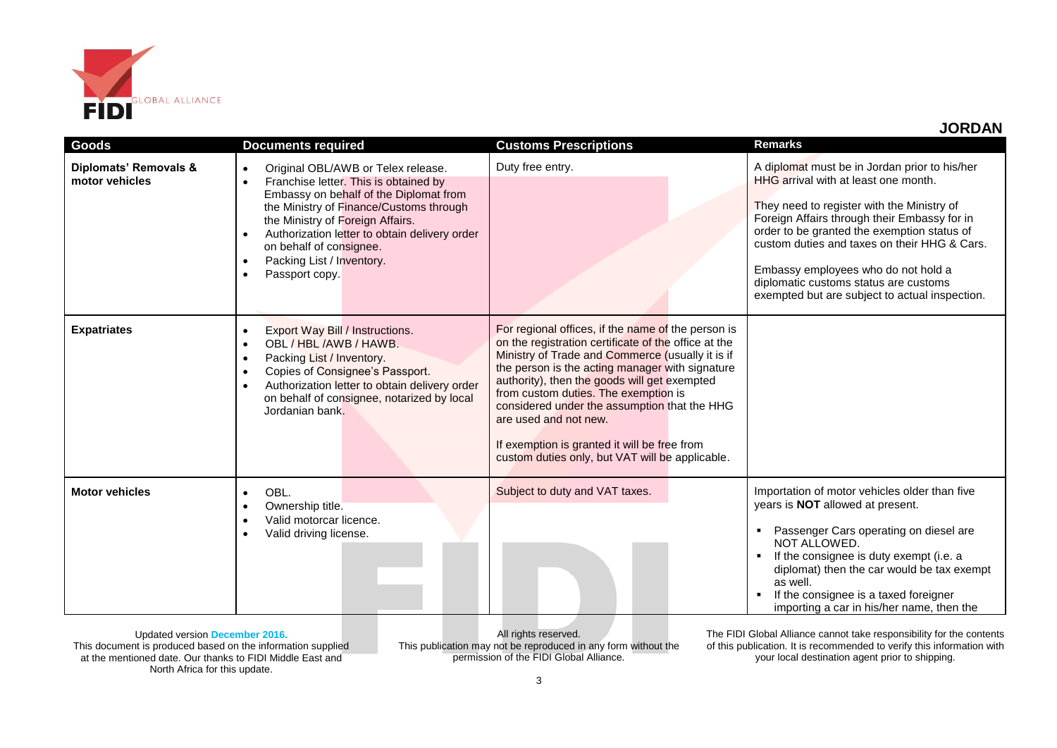## JORDAN

| Goods | Documents required | Customs Prescriptions | Remarks |
|---|---|---|---|
| **Diplomats' Removals & motor vehicles** | • Original OBL/AWB or Telex release.<br>• Franchise letter. This is obtained by Embassy on behalf of the Diplomat from the Ministry of Finance/Customs through the Ministry of Foreign Affairs.<br>• Authorization letter to obtain delivery order on behalf of consignee.<br>• Packing List / Inventory.<br>• Passport copy. | Duty free entry. | A diplomat must be in Jordan prior to his/her HHG arrival with at least one month.<br><br>They need to register with the Ministry of Foreign Affairs through their Embassy for in order to be granted the exemption status of custom duties and taxes on their HHG & Cars.<br><br>Embassy employees who do not hold a diplomatic customs status are customs exempted but are subject to actual inspection. |
| **Expatriates** | • Export Way Bill / Instructions.<br>• OBL / HBL /AWB / HAWB.<br>• Packing List / Inventory.<br>• Copies of Consignee's Passport.<br>• Authorization letter to obtain delivery order on behalf of consignee, notarized by local Jordanian bank. | For regional offices, if the name of the person is on the registration certificate of the office at the Ministry of Trade and Commerce (usually it is if the person is the acting manager with signature authority), then the goods will get exempted from custom duties. The exemption is considered under the assumption that the HHG are used and not new.<br><br>If exemption is granted it will be free from custom duties only, but VAT will be applicable. | |
| **Motor vehicles** | • OBL.<br>• Ownership title.<br>• Valid motorcar licence.<br>• Valid driving license. | Subject to duty and VAT taxes. | Importation of motor vehicles older than five years is **NOT** allowed at present.<br><br>▪ Passenger Cars operating on diesel are NOT ALLOWED.<br>▪ If the consignee is duty exempt (i.e. a diplomat) then the car would be tax exempt as well.<br>▪ If the consignee is a taxed foreigner importing a car in his/her name, then the |

Updated version **December 2016.**
This document is produced based on the information supplied at the mentioned date. Our thanks to FIDI Middle East and North Africa for this update.

All rights reserved.
This publication may not be reproduced in any form without the permission of the FIDI Global Alliance.

The FIDI Global Alliance cannot take responsibility for the contents of this publication. It is recommended to verify this information with your local destination agent prior to shipping.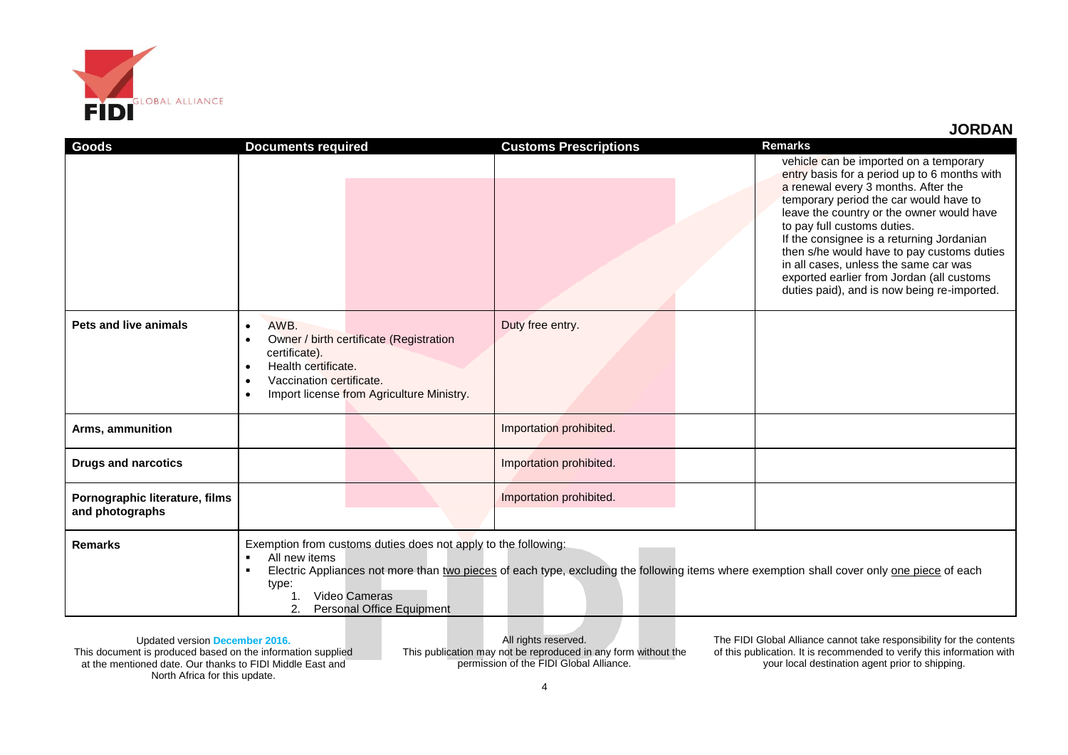## JORDAN

| Goods | Documents required | Customs Prescriptions | Remarks |
| --- | --- | --- | --- |
| | | | vehicle can be imported on a temporary entry basis for a period up to 6 months with a renewal every 3 months. After the temporary period the car would have to leave the country or the owner would have to pay full customs duties. If the consignee is a returning Jordanian then s/he would have to pay customs duties in all cases, unless the same car was exported earlier from Jordan (all customs duties paid), and is now being re-imported. |
| **Pets and live animals** | • AWB.<br>• Owner / birth certificate (Registration certificate).<br>• Health certificate.<br>• Vaccination certificate.<br>• Import license from Agriculture Ministry. | Duty free entry. | |
| **Arms, ammunition** | | Importation prohibited. | |
| **Drugs and narcotics** | | Importation prohibited. | |
| **Pornographic literature, films and photographs** | | Importation prohibited. | |
| **Remarks** | Exemption from customs duties does not apply to the following:<br>▪ All new items<br>▪ Electric Appliances not more than two pieces of each type, excluding the following items where exemption shall cover only one piece of each type:<br>1. Video Cameras<br>2. Personal Office Equipment | | |

Updated version December 2016.
This document is produced based on the information supplied at the mentioned date. Our thanks to FIDI Middle East and North Africa for this update.

All rights reserved.
This publication may not be reproduced in any form without the permission of the FIDI Global Alliance.

The FIDI Global Alliance cannot take responsibility for the contents of this publication. It is recommended to verify this information with your local destination agent prior to shipping.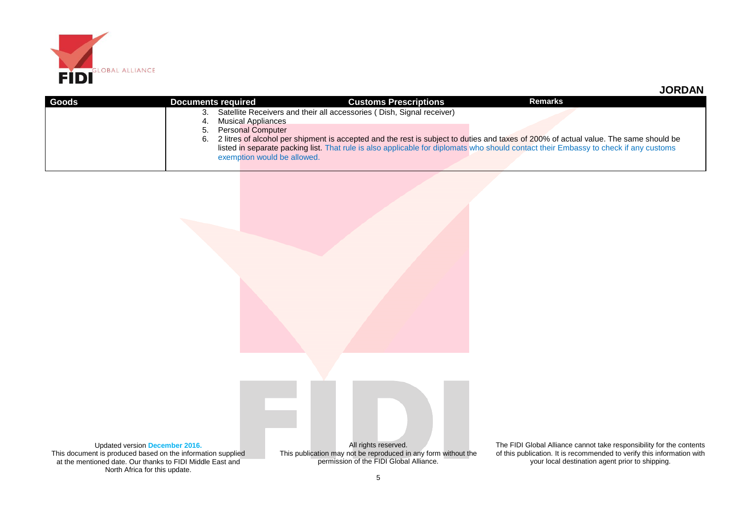## JORDAN

| Goods | Documents required | Customs Prescriptions | Remarks |
|---|---|---|---|
| | 3. Satellite Receivers and their all accessories ( Dish, Signal receiver)<br>4. Musical Appliances<br>5. Personal Computer<br>6. 2 litres of alcohol per shipment is accepted and the rest is subject to duties and taxes of 200% of actual value. The same should be listed in separate packing list. That rule is also applicable for diplomats who should contact their Embassy to check if any customs exemption would be allowed. | | |

Updated version December 2016.
This document is produced based on the information supplied at the mentioned date. Our thanks to FIDI Middle East and North Africa for this update.

All rights reserved.
This publication may not be reproduced in any form without the permission of the FIDI Global Alliance.

The FIDI Global Alliance cannot take responsibility for the contents of this publication. It is recommended to verify this information with your local destination agent prior to shipping.